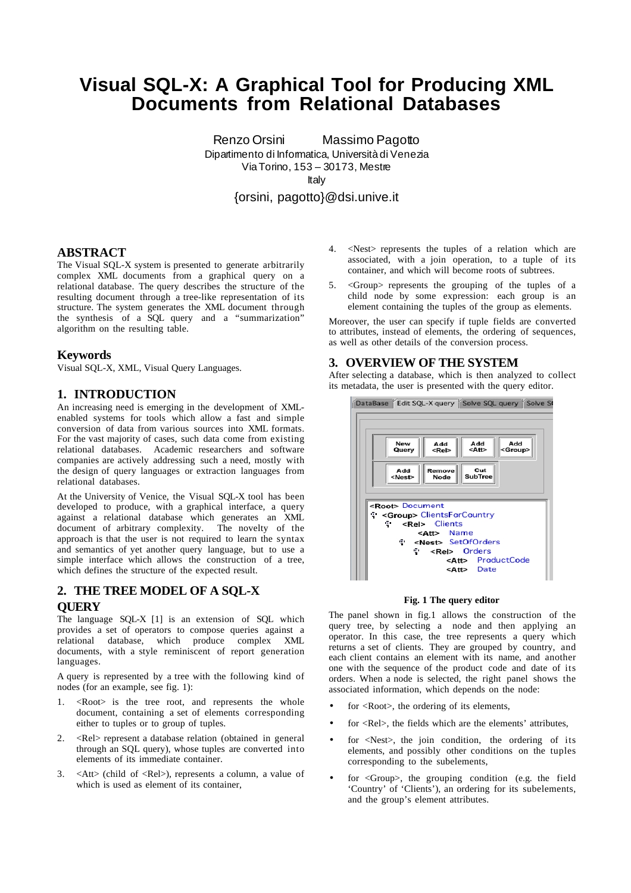# Visual SQL-X: A Graphical Tool for Producing XML Documents from Relational Databases

Renzo Orsini Massimo Pagotto

Dipartimento di Informatica, Università di Venezia
Via Torino, 153 – 30173, Mestre
Italy

{orsini, pagotto}@dsi.unive.it

## ABSTRACT

The Visual SQL-X system is presented to generate arbitrarily complex XML documents from a graphical query on a relational database. The query describes the structure of the resulting document through a tree-like representation of its structure. The system generates the XML document through the synthesis of a SQL query and a "summarization" algorithm on the resulting table.

## Keywords

Visual SQL-X, XML, Visual Query Languages.

## 1. INTRODUCTION

An increasing need is emerging in the development of XML-enabled systems for tools which allow a fast and simple conversion of data from various sources into XML formats. For the vast majority of cases, such data come from existing relational databases. Academic researchers and software companies are actively addressing such a need, mostly with the design of query languages or extraction languages from relational databases.

At the University of Venice, the Visual SQL-X tool has been developed to produce, with a graphical interface, a query against a relational database which generates an XML document of arbitrary complexity. The novelty of the approach is that the user is not required to learn the syntax and semantics of yet another query language, but to use a simple interface which allows the construction of a tree, which defines the structure of the expected result.

## 2. THE TREE MODEL OF A SQL-X QUERY

The language SQL-X [1] is an extension of SQL which provides a set of operators to compose queries against a relational database, which produce complex XML documents, with a style reminiscent of report generation languages.

A query is represented by a tree with the following kind of nodes (for an example, see fig. 1):

1. <Root> is the tree root, and represents the whole document, containing a set of elements corresponding either to tuples or to group of tuples.
2. <Rel> represent a database relation (obtained in general through an SQL query), whose tuples are converted into elements of its immediate container.
3. <Att> (child of <Rel>), represents a column, a value of which is used as element of its container,
4. <Nest> represents the tuples of a relation which are associated, with a join operation, to a tuple of its container, and which will become roots of subtrees.
5. <Group> represents the grouping of the tuples of a child node by some expression: each group is an element containing the tuples of the group as elements.

Moreover, the user can specify if tuple fields are converted to attributes, instead of elements, the ordering of sequences, as well as other details of the conversion process.

## 3. OVERVIEW OF THE SYSTEM

After selecting a database, which is then analyzed to collect its metadata, the user is presented with the query editor.

**Fig. 1 The query editor**

The panel shown in fig.1 allows the construction of the query tree, by selecting a node and then applying an operator. In this case, the tree represents a query which returns a set of clients. They are grouped by country, and each client contains an element with its name, and another one with the sequence of the product code and date of its orders. When a node is selected, the right panel shows the associated information, which depends on the node:

- for <Root>, the ordering of its elements,
- for <Rel>, the fields which are the elements' attributes,
- for <Nest>, the join condition, the ordering of its elements, and possibly other conditions on the tuples corresponding to the subelements,
- for <Group>, the grouping condition (e.g. the field 'Country' of 'Clients'), an ordering for its subelements, and the group's element attributes.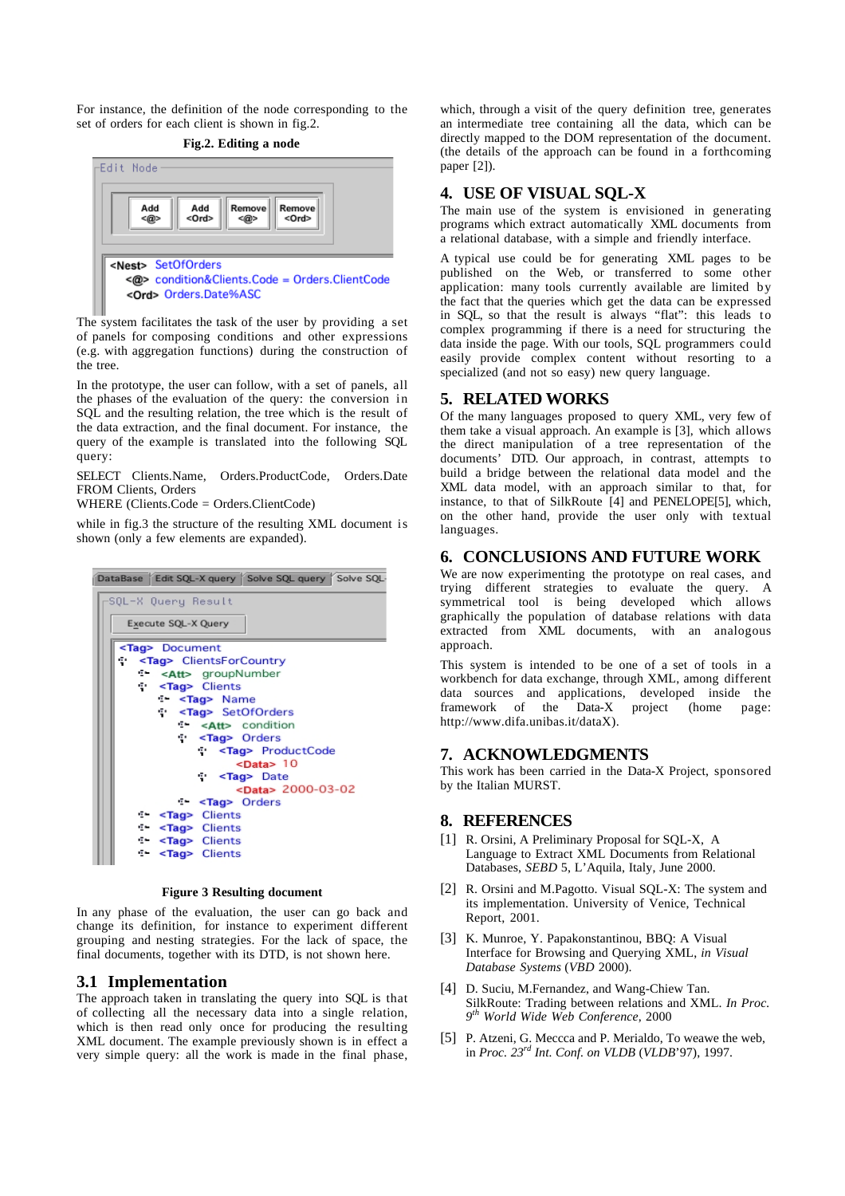For instance, the definition of the node corresponding to the set of orders for each client is shown in fig.2.

**Fig.2. Editing a node**

Edit Node

Add <@>
Add <Ord>
Remove <@>
Remove <Ord>

<Nest> SetOfOrders
<@> condition&Clients.Code = Orders.ClientCode
<Ord> Orders.Date%ASC

The system facilitates the task of the user by providing a set of panels for composing conditions and other expressions (e.g. with aggregation functions) during the construction of the tree.

In the prototype, the user can follow, with a set of panels, all the phases of the evaluation of the query: the conversion in SQL and the resulting relation, the tree which is the result of the data extraction, and the final document. For instance, the query of the example is translated into the following SQL query:

SELECT Clients.Name, Orders.ProductCode, Orders.Date
FROM Clients, Orders
WHERE (Clients.Code = Orders.ClientCode)

while in fig.3 the structure of the resulting XML document is shown (only a few elements are expanded).

DataBase | Edit SQL-X query | Solve SQL query | Solve SQL-

SQL-X Query Result

Execute SQL-X Query

<Tag> Document
<Tag> ClientsForCountry
<Att> groupNumber
<Tag> Clients
<Tag> Name
<Tag> SetOfOrders
<Att> condition
<Tag> Orders
<Tag> ProductCode
<Data> 10
<Tag> Date
<Data> 2000-03-02
<Tag> Orders
<Tag> Clients
<Tag> Clients
<Tag> Clients
<Tag> Clients

**Figure 3 Resulting document**

In any phase of the evaluation, the user can go back and change its definition, for instance to experiment different grouping and nesting strategies. For the lack of space, the final documents, together with its DTD, is not shown here.

## 3.1 Implementation

The approach taken in translating the query into SQL is that of collecting all the necessary data into a single relation, which is then read only once for producing the resulting XML document. The example previously shown is in effect a very simple query: all the work is made in the final phase, which, through a visit of the query definition tree, generates an intermediate tree containing all the data, which can be directly mapped to the DOM representation of the document. (the details of the approach can be found in a forthcoming paper [2]).

# 4. USE OF VISUAL SQL-X

The main use of the system is envisioned in generating programs which extract automatically XML documents from a relational database, with a simple and friendly interface.

A typical use could be for generating XML pages to be published on the Web, or transferred to some other application: many tools currently available are limited by the fact that the queries which get the data can be expressed in SQL, so that the result is always "flat": this leads to complex programming if there is a need for structuring the data inside the page. With our tools, SQL programmers could easily provide complex content without resorting to a specialized (and not so easy) new query language.

# 5. RELATED WORKS

Of the many languages proposed to query XML, very few of them take a visual approach. An example is [3], which allows the direct manipulation of a tree representation of the documents' DTD. Our approach, in contrast, attempts to build a bridge between the relational data model and the XML data model, with an approach similar to that, for instance, to that of SilkRoute [4] and PENELOPE[5], which, on the other hand, provide the user only with textual languages.

# 6. CONCLUSIONS AND FUTURE WORK

We are now experimenting the prototype on real cases, and trying different strategies to evaluate the query. A symmetrical tool is being developed which allows graphically the population of database relations with data extracted from XML documents, with an analogous approach.

This system is intended to be one of a set of tools in a workbench for data exchange, through XML, among different data sources and applications, developed inside the framework of the Data-X project (home page: http://www.difa.unibas.it/dataX).

# 7. ACKNOWLEDGMENTS

This work has been carried in the Data-X Project, sponsored by the Italian MURST.

# 8. REFERENCES

[1] R. Orsini, A Preliminary Proposal for SQL-X, A Language to Extract XML Documents from Relational Databases, *SEBD* 5, L'Aquila, Italy, June 2000.

[2] R. Orsini and M.Pagotto. Visual SQL-X: The system and its implementation. University of Venice, Technical Report, 2001.

[3] K. Munroe, Y. Papakonstantinou, BBQ: A Visual Interface for Browsing and Querying XML, in *Visual Database Systems* (*VBD* 2000).

[4] D. Suciu, M.Fernandez, and Wang-Chiew Tan. SilkRoute: Trading between relations and XML. *In Proc. 9th World Wide Web Conference*, 2000

[5] P. Atzeni, G. Meccca and P. Merialdo, To weawe the web, in *Proc. 23rd Int. Conf. on VLDB* (*VLDB*'97), 1997.